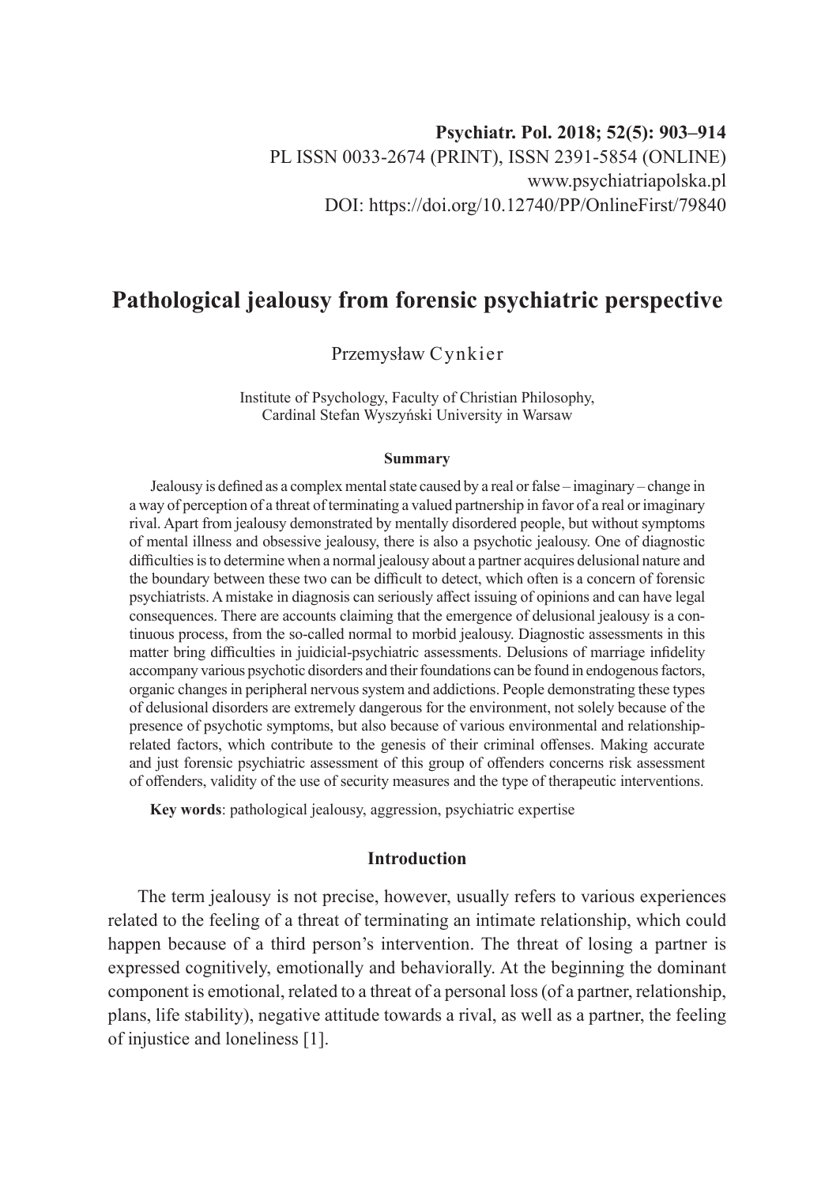# Pathological jealousy from forensic psychiatric perspective

Przemysław Cynkier

Institute of Psychology, Faculty of Christian Philosophy, Cardinal Stefan Wyszyński University in Warsaw

### Summary

Jealousy is defined as a complex mental state caused by a real or false – imaginary – change in a way of perception of a threat of terminating a valued partnership in favor of a real or imaginary rival. Apart from jealousy demonstrated by mentally disordered people, but without symptoms of mental illness and obsessive jealousy, there is also a psychotic jealousy. One of diagnostic difficulties is to determine when a normal jealousy about a partner acquires delusional nature and the boundary between these two can be difficult to detect, which often is a concern of forensic psychiatrists. A mistake in diagnosis can seriously affect issuing of opinions and can have legal consequences. There are accounts claiming that the emergence of delusional jealousy is a continuous process, from the so-called normal to morbid jealousy. Diagnostic assessments in this matter bring difficulties in juidicial-psychiatric assessments. Delusions of marriage infidelity accompany various psychotic disorders and their foundations can be found in endogenous factors, organic changes in peripheral nervous system and addictions. People demonstrating these types of delusional disorders are extremely dangerous for the environment, not solely because of the presence of psychotic symptoms, but also because of various environmental and relationship-related factors, which contribute to the genesis of their criminal offenses. Making accurate and just forensic psychiatric assessment of this group of offenders concerns risk assessment of offenders, validity of the use of security measures and the type of therapeutic interventions.

**Key words**: pathological jealousy, aggression, psychiatric expertise

## Introduction

The term jealousy is not precise, however, usually refers to various experiences related to the feeling of a threat of terminating an intimate relationship, which could happen because of a third person's intervention. The threat of losing a partner is expressed cognitively, emotionally and behaviorally. At the beginning the dominant component is emotional, related to a threat of a personal loss (of a partner, relationship, plans, life stability), negative attitude towards a rival, as well as a partner, the feeling of injustice and loneliness [1].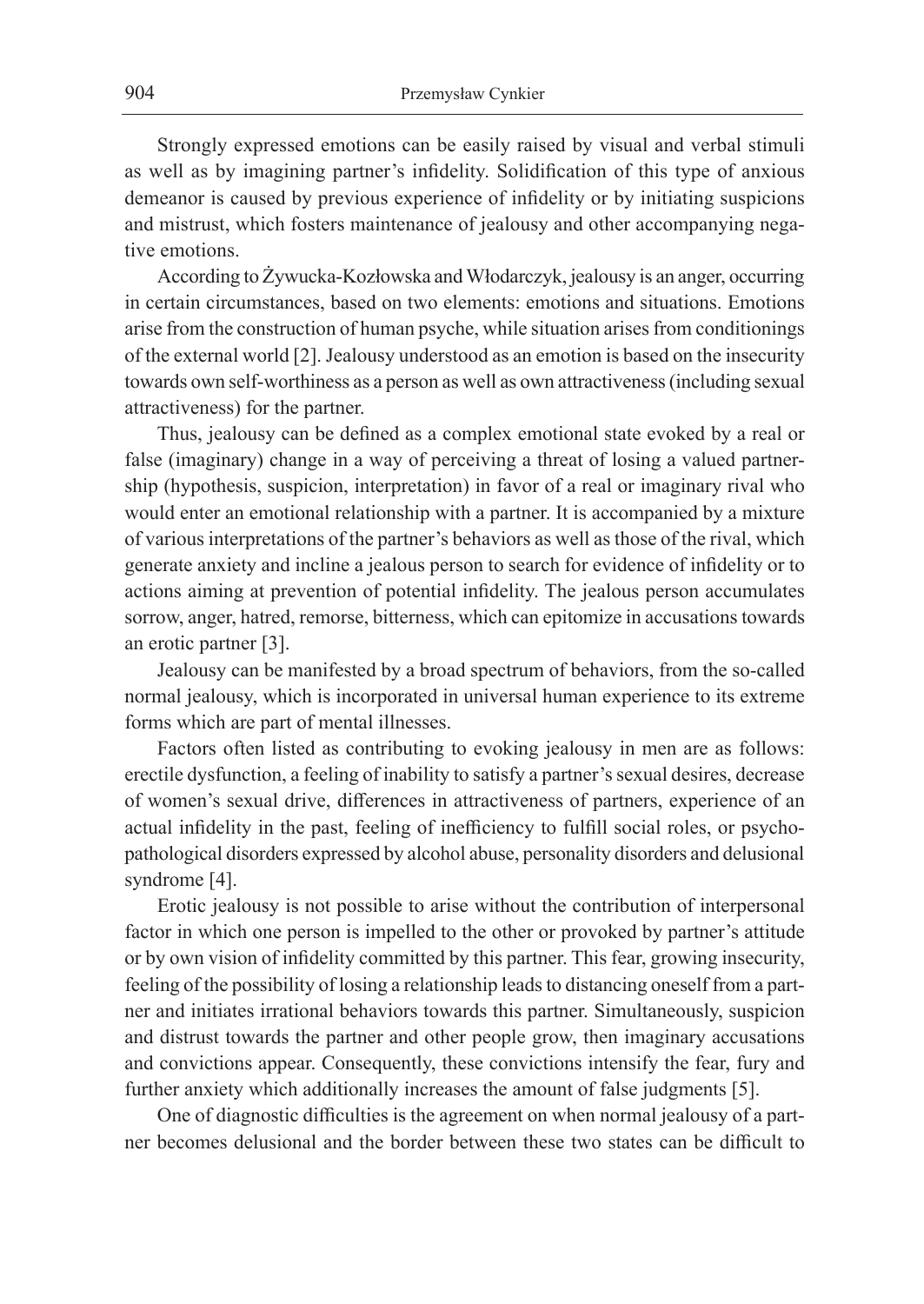Strongly expressed emotions can be easily raised by visual and verbal stimuli as well as by imagining partner's infidelity. Solidification of this type of anxious demeanor is caused by previous experience of infidelity or by initiating suspicions and mistrust, which fosters maintenance of jealousy and other accompanying negative emotions.

According to Żywucka-Kozłowska and Włodarczyk, jealousy is an anger, occurring in certain circumstances, based on two elements: emotions and situations. Emotions arise from the construction of human psyche, while situation arises from conditionings of the external world [2]. Jealousy understood as an emotion is based on the insecurity towards own self-worthiness as a person as well as own attractiveness (including sexual attractiveness) for the partner.

Thus, jealousy can be defined as a complex emotional state evoked by a real or false (imaginary) change in a way of perceiving a threat of losing a valued partnership (hypothesis, suspicion, interpretation) in favor of a real or imaginary rival who would enter an emotional relationship with a partner. It is accompanied by a mixture of various interpretations of the partner's behaviors as well as those of the rival, which generate anxiety and incline a jealous person to search for evidence of infidelity or to actions aiming at prevention of potential infidelity. The jealous person accumulates sorrow, anger, hatred, remorse, bitterness, which can epitomize in accusations towards an erotic partner [3].

Jealousy can be manifested by a broad spectrum of behaviors, from the so-called normal jealousy, which is incorporated in universal human experience to its extreme forms which are part of mental illnesses.

Factors often listed as contributing to evoking jealousy in men are as follows: erectile dysfunction, a feeling of inability to satisfy a partner's sexual desires, decrease of women's sexual drive, differences in attractiveness of partners, experience of an actual infidelity in the past, feeling of inefficiency to fulfill social roles, or psychopathological disorders expressed by alcohol abuse, personality disorders and delusional syndrome [4].

Erotic jealousy is not possible to arise without the contribution of interpersonal factor in which one person is impelled to the other or provoked by partner's attitude or by own vision of infidelity committed by this partner. This fear, growing insecurity, feeling of the possibility of losing a relationship leads to distancing oneself from a partner and initiates irrational behaviors towards this partner. Simultaneously, suspicion and distrust towards the partner and other people grow, then imaginary accusations and convictions appear. Consequently, these convictions intensify the fear, fury and further anxiety which additionally increases the amount of false judgments [5].

One of diagnostic difficulties is the agreement on when normal jealousy of a partner becomes delusional and the border between these two states can be difficult to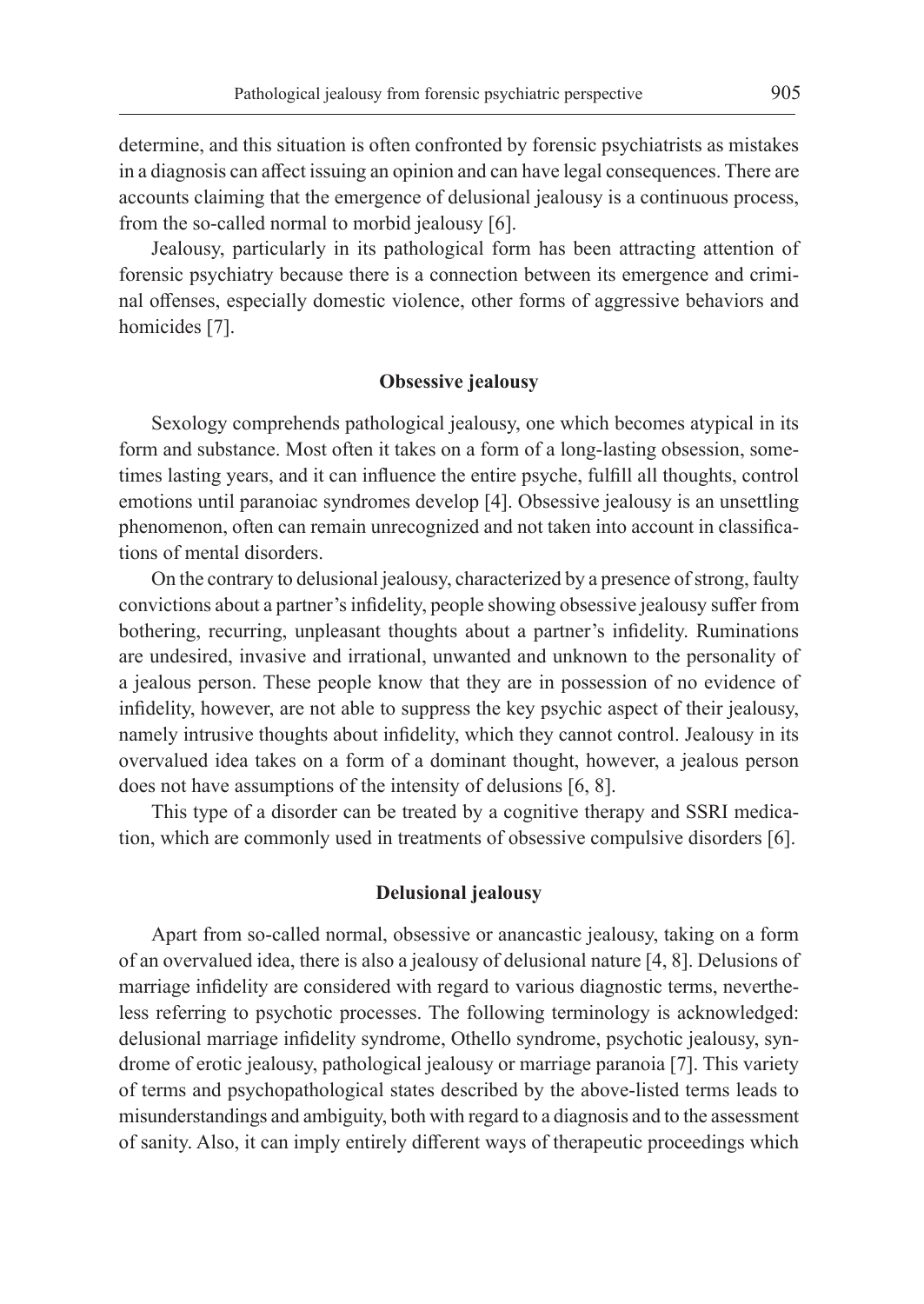determine, and this situation is often confronted by forensic psychiatrists as mistakes in a diagnosis can affect issuing an opinion and can have legal consequences. There are accounts claiming that the emergence of delusional jealousy is a continuous process, from the so-called normal to morbid jealousy [6].

Jealousy, particularly in its pathological form has been attracting attention of forensic psychiatry because there is a connection between its emergence and criminal offenses, especially domestic violence, other forms of aggressive behaviors and homicides [7].

## Obsessive jealousy

Sexology comprehends pathological jealousy, one which becomes atypical in its form and substance. Most often it takes on a form of a long-lasting obsession, sometimes lasting years, and it can influence the entire psyche, fulfill all thoughts, control emotions until paranoiac syndromes develop [4]. Obsessive jealousy is an unsettling phenomenon, often can remain unrecognized and not taken into account in classifications of mental disorders.

On the contrary to delusional jealousy, characterized by a presence of strong, faulty convictions about a partner's infidelity, people showing obsessive jealousy suffer from bothering, recurring, unpleasant thoughts about a partner's infidelity. Ruminations are undesired, invasive and irrational, unwanted and unknown to the personality of a jealous person. These people know that they are in possession of no evidence of infidelity, however, are not able to suppress the key psychic aspect of their jealousy, namely intrusive thoughts about infidelity, which they cannot control. Jealousy in its overvalued idea takes on a form of a dominant thought, however, a jealous person does not have assumptions of the intensity of delusions [6, 8].

This type of a disorder can be treated by a cognitive therapy and SSRI medication, which are commonly used in treatments of obsessive compulsive disorders [6].

## Delusional jealousy

Apart from so-called normal, obsessive or anancastic jealousy, taking on a form of an overvalued idea, there is also a jealousy of delusional nature [4, 8]. Delusions of marriage infidelity are considered with regard to various diagnostic terms, nevertheless referring to psychotic processes. The following terminology is acknowledged: delusional marriage infidelity syndrome, Othello syndrome, psychotic jealousy, syndrome of erotic jealousy, pathological jealousy or marriage paranoia [7]. This variety of terms and psychopathological states described by the above-listed terms leads to misunderstandings and ambiguity, both with regard to a diagnosis and to the assessment of sanity. Also, it can imply entirely different ways of therapeutic proceedings which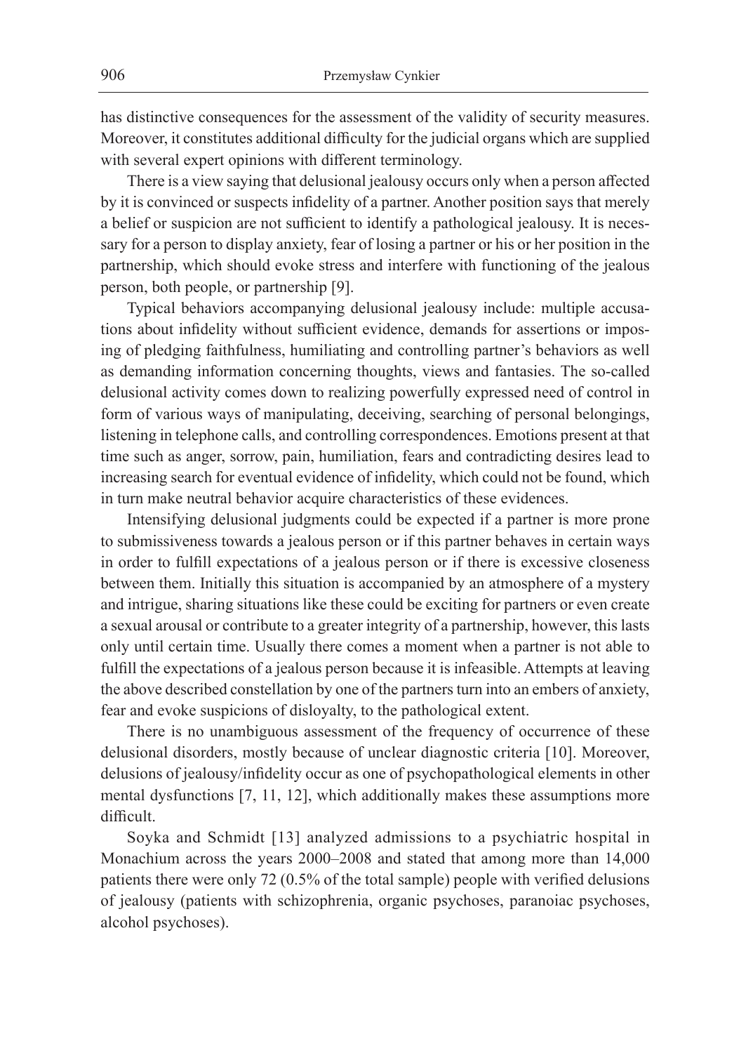has distinctive consequences for the assessment of the validity of security measures. Moreover, it constitutes additional difficulty for the judicial organs which are supplied with several expert opinions with different terminology.

There is a view saying that delusional jealousy occurs only when a person affected by it is convinced or suspects infidelity of a partner. Another position says that merely a belief or suspicion are not sufficient to identify a pathological jealousy. It is necessary for a person to display anxiety, fear of losing a partner or his or her position in the partnership, which should evoke stress and interfere with functioning of the jealous person, both people, or partnership [9].

Typical behaviors accompanying delusional jealousy include: multiple accusations about infidelity without sufficient evidence, demands for assertions or imposing of pledging faithfulness, humiliating and controlling partner's behaviors as well as demanding information concerning thoughts, views and fantasies. The so-called delusional activity comes down to realizing powerfully expressed need of control in form of various ways of manipulating, deceiving, searching of personal belongings, listening in telephone calls, and controlling correspondences. Emotions present at that time such as anger, sorrow, pain, humiliation, fears and contradicting desires lead to increasing search for eventual evidence of infidelity, which could not be found, which in turn make neutral behavior acquire characteristics of these evidences.

Intensifying delusional judgments could be expected if a partner is more prone to submissiveness towards a jealous person or if this partner behaves in certain ways in order to fulfill expectations of a jealous person or if there is excessive closeness between them. Initially this situation is accompanied by an atmosphere of a mystery and intrigue, sharing situations like these could be exciting for partners or even create a sexual arousal or contribute to a greater integrity of a partnership, however, this lasts only until certain time. Usually there comes a moment when a partner is not able to fulfill the expectations of a jealous person because it is infeasible. Attempts at leaving the above described constellation by one of the partners turn into an embers of anxiety, fear and evoke suspicions of disloyalty, to the pathological extent.

There is no unambiguous assessment of the frequency of occurrence of these delusional disorders, mostly because of unclear diagnostic criteria [10]. Moreover, delusions of jealousy/infidelity occur as one of psychopathological elements in other mental dysfunctions [7, 11, 12], which additionally makes these assumptions more difficult.

Soyka and Schmidt [13] analyzed admissions to a psychiatric hospital in Monachium across the years 2000–2008 and stated that among more than 14,000 patients there were only 72 (0.5% of the total sample) people with verified delusions of jealousy (patients with schizophrenia, organic psychoses, paranoiac psychoses, alcohol psychoses).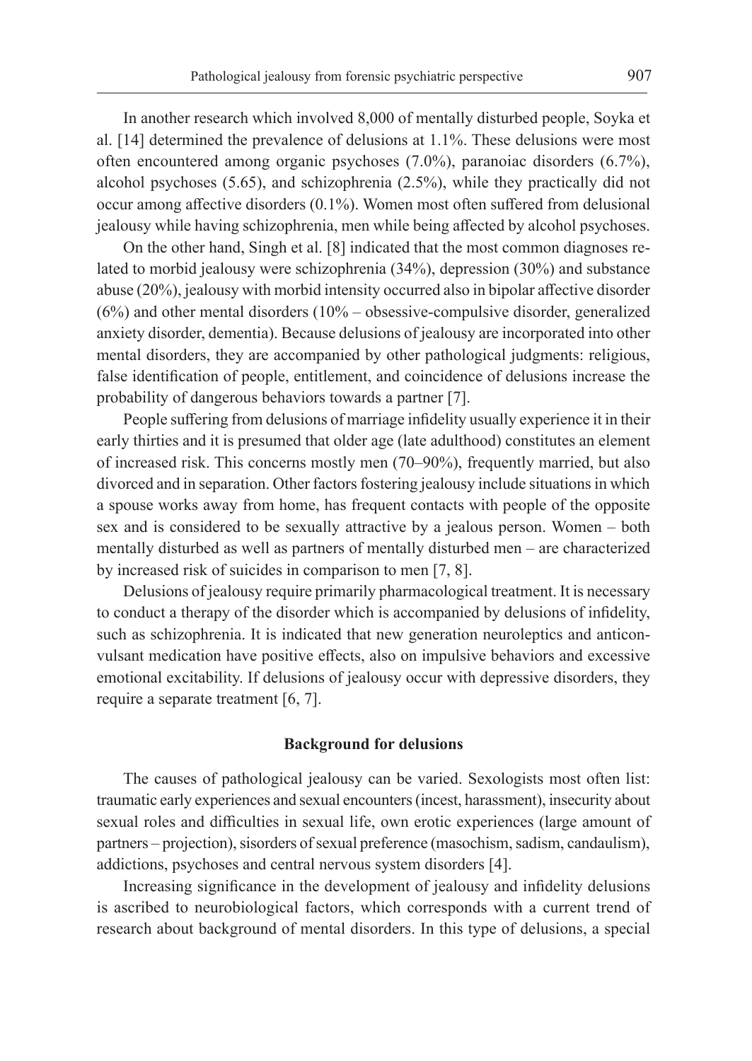In another research which involved 8,000 of mentally disturbed people, Soyka et al. [14] determined the prevalence of delusions at 1.1%. These delusions were most often encountered among organic psychoses (7.0%), paranoiac disorders (6.7%), alcohol psychoses (5.65), and schizophrenia (2.5%), while they practically did not occur among affective disorders (0.1%). Women most often suffered from delusional jealousy while having schizophrenia, men while being affected by alcohol psychoses.

On the other hand, Singh et al. [8] indicated that the most common diagnoses related to morbid jealousy were schizophrenia (34%), depression (30%) and substance abuse (20%), jealousy with morbid intensity occurred also in bipolar affective disorder (6%) and other mental disorders (10% – obsessive-compulsive disorder, generalized anxiety disorder, dementia). Because delusions of jealousy are incorporated into other mental disorders, they are accompanied by other pathological judgments: religious, false identification of people, entitlement, and coincidence of delusions increase the probability of dangerous behaviors towards a partner [7].

People suffering from delusions of marriage infidelity usually experience it in their early thirties and it is presumed that older age (late adulthood) constitutes an element of increased risk. This concerns mostly men (70–90%), frequently married, but also divorced and in separation. Other factors fostering jealousy include situations in which a spouse works away from home, has frequent contacts with people of the opposite sex and is considered to be sexually attractive by a jealous person. Women – both mentally disturbed as well as partners of mentally disturbed men – are characterized by increased risk of suicides in comparison to men [7, 8].

Delusions of jealousy require primarily pharmacological treatment. It is necessary to conduct a therapy of the disorder which is accompanied by delusions of infidelity, such as schizophrenia. It is indicated that new generation neuroleptics and anticonvulsant medication have positive effects, also on impulsive behaviors and excessive emotional excitability. If delusions of jealousy occur with depressive disorders, they require a separate treatment [6, 7].

## Background for delusions

The causes of pathological jealousy can be varied. Sexologists most often list: traumatic early experiences and sexual encounters (incest, harassment), insecurity about sexual roles and difficulties in sexual life, own erotic experiences (large amount of partners – projection), sisorders of sexual preference (masochism, sadism, candaulism), addictions, psychoses and central nervous system disorders [4].

Increasing significance in the development of jealousy and infidelity delusions is ascribed to neurobiological factors, which corresponds with a current trend of research about background of mental disorders. In this type of delusions, a special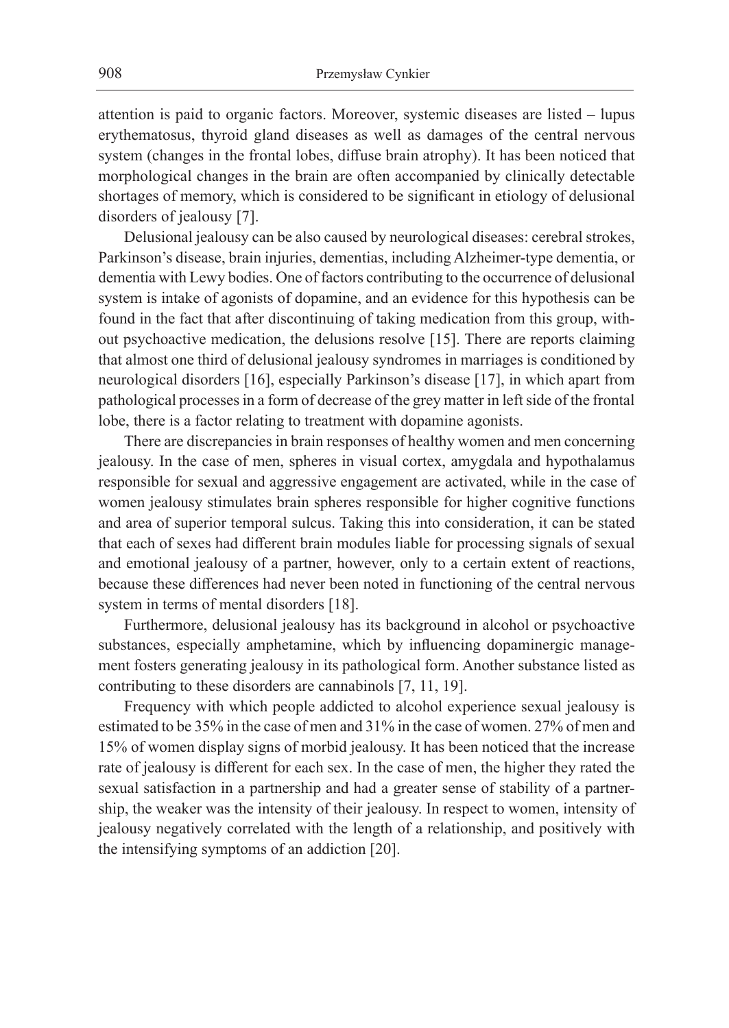attention is paid to organic factors. Moreover, systemic diseases are listed – lupus erythematosus, thyroid gland diseases as well as damages of the central nervous system (changes in the frontal lobes, diffuse brain atrophy). It has been noticed that morphological changes in the brain are often accompanied by clinically detectable shortages of memory, which is considered to be significant in etiology of delusional disorders of jealousy [7].

Delusional jealousy can be also caused by neurological diseases: cerebral strokes, Parkinson's disease, brain injuries, dementias, including Alzheimer-type dementia, or dementia with Lewy bodies. One of factors contributing to the occurrence of delusional system is intake of agonists of dopamine, and an evidence for this hypothesis can be found in the fact that after discontinuing of taking medication from this group, without psychoactive medication, the delusions resolve [15]. There are reports claiming that almost one third of delusional jealousy syndromes in marriages is conditioned by neurological disorders [16], especially Parkinson's disease [17], in which apart from pathological processes in a form of decrease of the grey matter in left side of the frontal lobe, there is a factor relating to treatment with dopamine agonists.

There are discrepancies in brain responses of healthy women and men concerning jealousy. In the case of men, spheres in visual cortex, amygdala and hypothalamus responsible for sexual and aggressive engagement are activated, while in the case of women jealousy stimulates brain spheres responsible for higher cognitive functions and area of superior temporal sulcus. Taking this into consideration, it can be stated that each of sexes had different brain modules liable for processing signals of sexual and emotional jealousy of a partner, however, only to a certain extent of reactions, because these differences had never been noted in functioning of the central nervous system in terms of mental disorders [18].

Furthermore, delusional jealousy has its background in alcohol or psychoactive substances, especially amphetamine, which by influencing dopaminergic management fosters generating jealousy in its pathological form. Another substance listed as contributing to these disorders are cannabinols [7, 11, 19].

Frequency with which people addicted to alcohol experience sexual jealousy is estimated to be 35% in the case of men and 31% in the case of women. 27% of men and 15% of women display signs of morbid jealousy. It has been noticed that the increase rate of jealousy is different for each sex. In the case of men, the higher they rated the sexual satisfaction in a partnership and had a greater sense of stability of a partnership, the weaker was the intensity of their jealousy. In respect to women, intensity of jealousy negatively correlated with the length of a relationship, and positively with the intensifying symptoms of an addiction [20].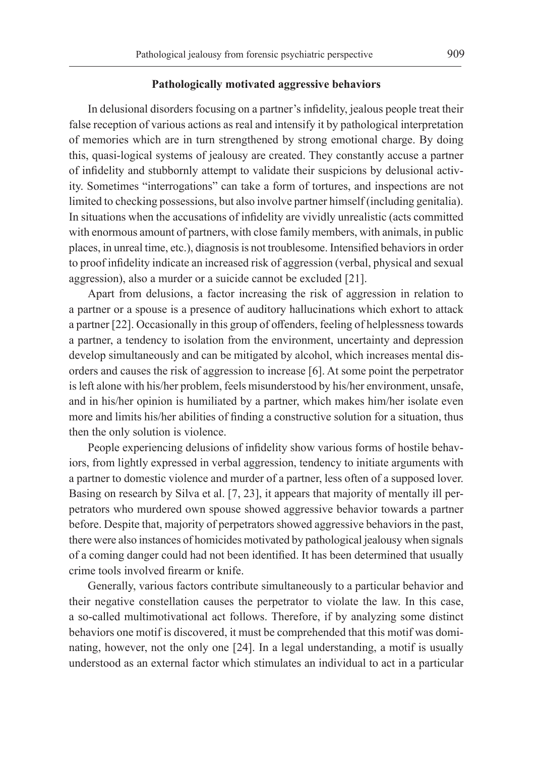### Pathologically motivated aggressive behaviors

In delusional disorders focusing on a partner's infidelity, jealous people treat their false reception of various actions as real and intensify it by pathological interpretation of memories which are in turn strengthened by strong emotional charge. By doing this, quasi-logical systems of jealousy are created. They constantly accuse a partner of infidelity and stubbornly attempt to validate their suspicions by delusional activity. Sometimes "interrogations" can take a form of tortures, and inspections are not limited to checking possessions, but also involve partner himself (including genitalia). In situations when the accusations of infidelity are vividly unrealistic (acts committed with enormous amount of partners, with close family members, with animals, in public places, in unreal time, etc.), diagnosis is not troublesome. Intensified behaviors in order to proof infidelity indicate an increased risk of aggression (verbal, physical and sexual aggression), also a murder or a suicide cannot be excluded [21].

Apart from delusions, a factor increasing the risk of aggression in relation to a partner or a spouse is a presence of auditory hallucinations which exhort to attack a partner [22]. Occasionally in this group of offenders, feeling of helplessness towards a partner, a tendency to isolation from the environment, uncertainty and depression develop simultaneously and can be mitigated by alcohol, which increases mental disorders and causes the risk of aggression to increase [6]. At some point the perpetrator is left alone with his/her problem, feels misunderstood by his/her environment, unsafe, and in his/her opinion is humiliated by a partner, which makes him/her isolate even more and limits his/her abilities of finding a constructive solution for a situation, thus then the only solution is violence.

People experiencing delusions of infidelity show various forms of hostile behaviors, from lightly expressed in verbal aggression, tendency to initiate arguments with a partner to domestic violence and murder of a partner, less often of a supposed lover. Basing on research by Silva et al. [7, 23], it appears that majority of mentally ill perpetrators who murdered own spouse showed aggressive behavior towards a partner before. Despite that, majority of perpetrators showed aggressive behaviors in the past, there were also instances of homicides motivated by pathological jealousy when signals of a coming danger could had not been identified. It has been determined that usually crime tools involved firearm or knife.

Generally, various factors contribute simultaneously to a particular behavior and their negative constellation causes the perpetrator to violate the law. In this case, a so-called multimotivational act follows. Therefore, if by analyzing some distinct behaviors one motif is discovered, it must be comprehended that this motif was dominating, however, not the only one [24]. In a legal understanding, a motif is usually understood as an external factor which stimulates an individual to act in a particular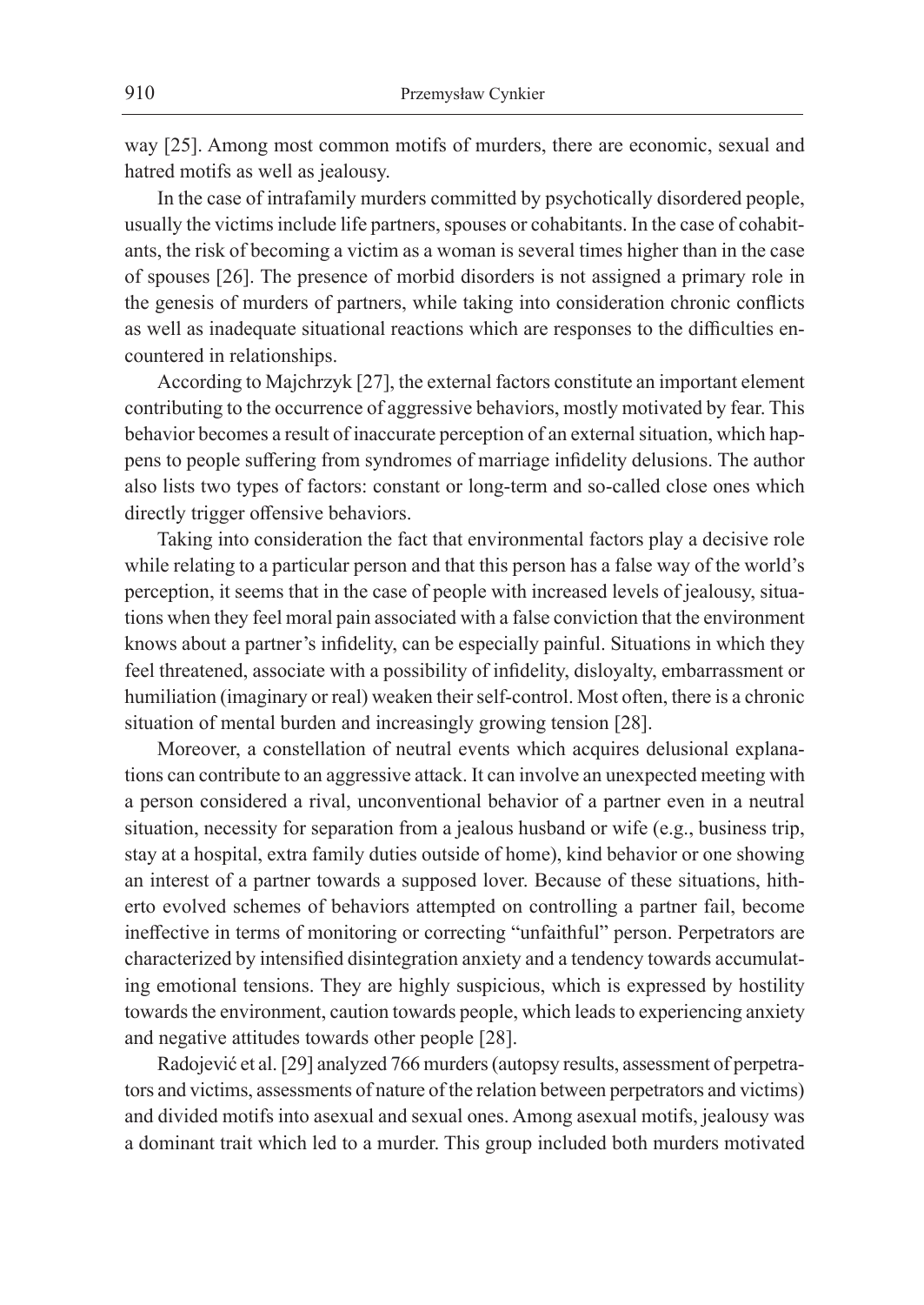way [25]. Among most common motifs of murders, there are economic, sexual and hatred motifs as well as jealousy.

In the case of intrafamily murders committed by psychotically disordered people, usually the victims include life partners, spouses or cohabitants. In the case of cohabitants, the risk of becoming a victim as a woman is several times higher than in the case of spouses [26]. The presence of morbid disorders is not assigned a primary role in the genesis of murders of partners, while taking into consideration chronic conflicts as well as inadequate situational reactions which are responses to the difficulties encountered in relationships.

According to Majchrzyk [27], the external factors constitute an important element contributing to the occurrence of aggressive behaviors, mostly motivated by fear. This behavior becomes a result of inaccurate perception of an external situation, which happens to people suffering from syndromes of marriage infidelity delusions. The author also lists two types of factors: constant or long-term and so-called close ones which directly trigger offensive behaviors.

Taking into consideration the fact that environmental factors play a decisive role while relating to a particular person and that this person has a false way of the world's perception, it seems that in the case of people with increased levels of jealousy, situations when they feel moral pain associated with a false conviction that the environment knows about a partner's infidelity, can be especially painful. Situations in which they feel threatened, associate with a possibility of infidelity, disloyalty, embarrassment or humiliation (imaginary or real) weaken their self-control. Most often, there is a chronic situation of mental burden and increasingly growing tension [28].

Moreover, a constellation of neutral events which acquires delusional explanations can contribute to an aggressive attack. It can involve an unexpected meeting with a person considered a rival, unconventional behavior of a partner even in a neutral situation, necessity for separation from a jealous husband or wife (e.g., business trip, stay at a hospital, extra family duties outside of home), kind behavior or one showing an interest of a partner towards a supposed lover. Because of these situations, hitherto evolved schemes of behaviors attempted on controlling a partner fail, become ineffective in terms of monitoring or correcting "unfaithful" person. Perpetrators are characterized by intensified disintegration anxiety and a tendency towards accumulating emotional tensions. They are highly suspicious, which is expressed by hostility towards the environment, caution towards people, which leads to experiencing anxiety and negative attitudes towards other people [28].

Radojević et al. [29] analyzed 766 murders (autopsy results, assessment of perpetrators and victims, assessments of nature of the relation between perpetrators and victims) and divided motifs into asexual and sexual ones. Among asexual motifs, jealousy was a dominant trait which led to a murder. This group included both murders motivated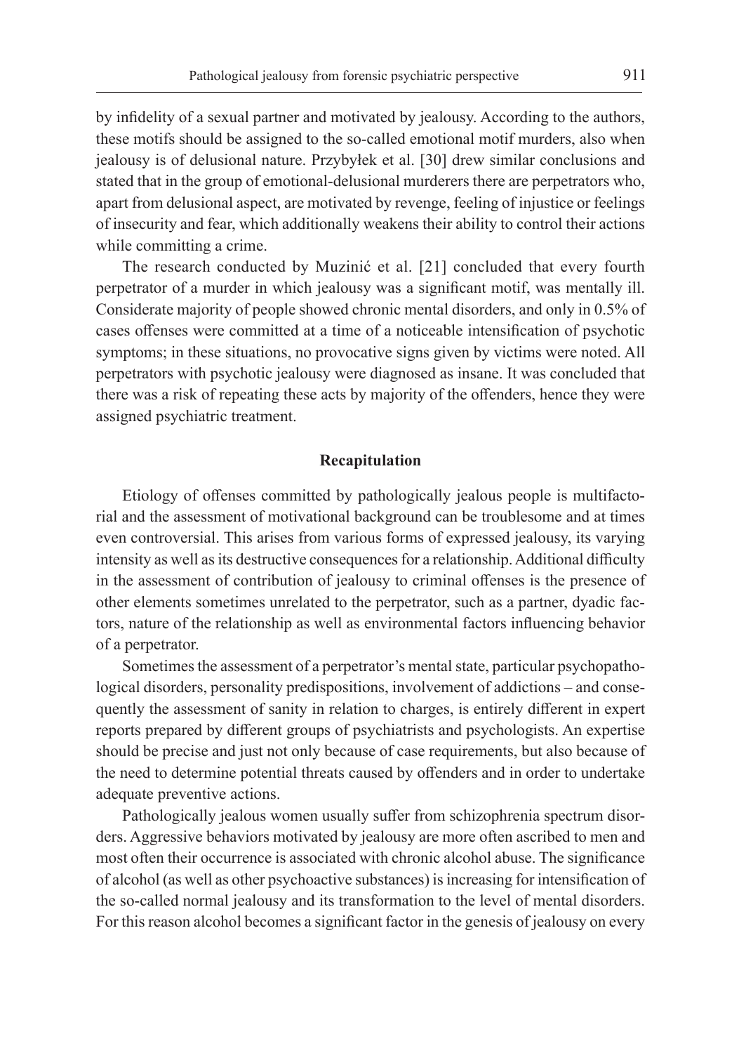by infidelity of a sexual partner and motivated by jealousy. According to the authors, these motifs should be assigned to the so-called emotional motif murders, also when jealousy is of delusional nature. Przybyłek et al. [30] drew similar conclusions and stated that in the group of emotional-delusional murderers there are perpetrators who, apart from delusional aspect, are motivated by revenge, feeling of injustice or feelings of insecurity and fear, which additionally weakens their ability to control their actions while committing a crime.

The research conducted by Muzinić et al. [21] concluded that every fourth perpetrator of a murder in which jealousy was a significant motif, was mentally ill. Considerate majority of people showed chronic mental disorders, and only in 0.5% of cases offenses were committed at a time of a noticeable intensification of psychotic symptoms; in these situations, no provocative signs given by victims were noted. All perpetrators with psychotic jealousy were diagnosed as insane. It was concluded that there was a risk of repeating these acts by majority of the offenders, hence they were assigned psychiatric treatment.

## Recapitulation

Etiology of offenses committed by pathologically jealous people is multifactorial and the assessment of motivational background can be troublesome and at times even controversial. This arises from various forms of expressed jealousy, its varying intensity as well as its destructive consequences for a relationship. Additional difficulty in the assessment of contribution of jealousy to criminal offenses is the presence of other elements sometimes unrelated to the perpetrator, such as a partner, dyadic factors, nature of the relationship as well as environmental factors influencing behavior of a perpetrator.

Sometimes the assessment of a perpetrator's mental state, particular psychopathological disorders, personality predispositions, involvement of addictions – and consequently the assessment of sanity in relation to charges, is entirely different in expert reports prepared by different groups of psychiatrists and psychologists. An expertise should be precise and just not only because of case requirements, but also because of the need to determine potential threats caused by offenders and in order to undertake adequate preventive actions.

Pathologically jealous women usually suffer from schizophrenia spectrum disorders. Aggressive behaviors motivated by jealousy are more often ascribed to men and most often their occurrence is associated with chronic alcohol abuse. The significance of alcohol (as well as other psychoactive substances) is increasing for intensification of the so-called normal jealousy and its transformation to the level of mental disorders. For this reason alcohol becomes a significant factor in the genesis of jealousy on every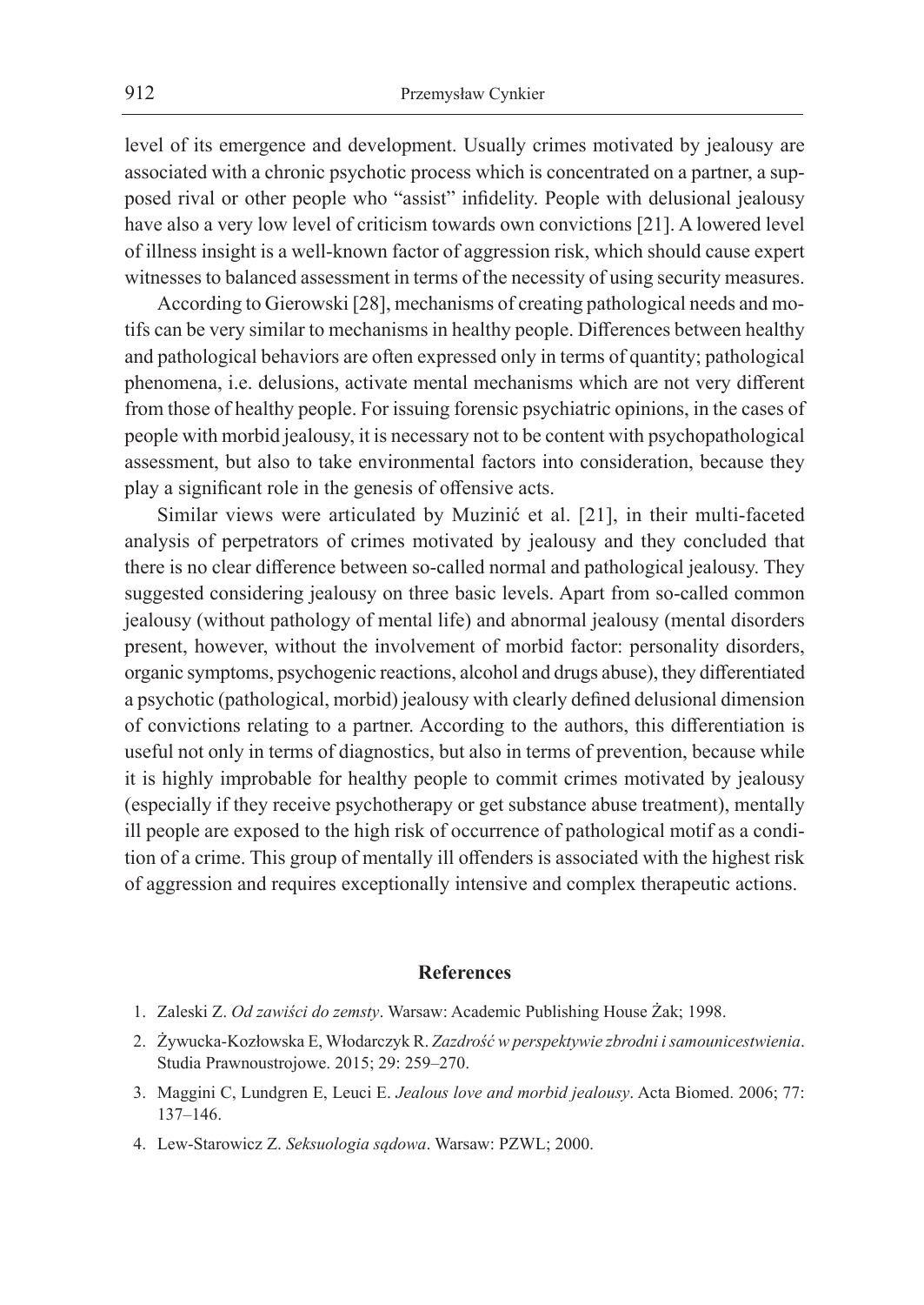level of its emergence and development. Usually crimes motivated by jealousy are associated with a chronic psychotic process which is concentrated on a partner, a supposed rival or other people who "assist" infidelity. People with delusional jealousy have also a very low level of criticism towards own convictions [21]. A lowered level of illness insight is a well-known factor of aggression risk, which should cause expert witnesses to balanced assessment in terms of the necessity of using security measures.

According to Gierowski [28], mechanisms of creating pathological needs and motifs can be very similar to mechanisms in healthy people. Differences between healthy and pathological behaviors are often expressed only in terms of quantity; pathological phenomena, i.e. delusions, activate mental mechanisms which are not very different from those of healthy people. For issuing forensic psychiatric opinions, in the cases of people with morbid jealousy, it is necessary not to be content with psychopathological assessment, but also to take environmental factors into consideration, because they play a significant role in the genesis of offensive acts.

Similar views were articulated by Muzinić et al. [21], in their multi-faceted analysis of perpetrators of crimes motivated by jealousy and they concluded that there is no clear difference between so-called normal and pathological jealousy. They suggested considering jealousy on three basic levels. Apart from so-called common jealousy (without pathology of mental life) and abnormal jealousy (mental disorders present, however, without the involvement of morbid factor: personality disorders, organic symptoms, psychogenic reactions, alcohol and drugs abuse), they differentiated a psychotic (pathological, morbid) jealousy with clearly defined delusional dimension of convictions relating to a partner. According to the authors, this differentiation is useful not only in terms of diagnostics, but also in terms of prevention, because while it is highly improbable for healthy people to commit crimes motivated by jealousy (especially if they receive psychotherapy or get substance abuse treatment), mentally ill people are exposed to the high risk of occurrence of pathological motif as a condition of a crime. This group of mentally ill offenders is associated with the highest risk of aggression and requires exceptionally intensive and complex therapeutic actions.

## References

1. Zaleski Z. *Od zawiści do zemsty*. Warsaw: Academic Publishing House Żak; 1998.
2. Żywucka-Kozłowska E, Włodarczyk R. *Zazdrość w perspektywie zbrodni i samounicestwienia*. Studia Prawnoustrojowe. 2015; 29: 259–270.
3. Maggini C, Lundgren E, Leuci E. *Jealous love and morbid jealousy*. Acta Biomed. 2006; 77: 137–146.
4. Lew-Starowicz Z. *Seksuologia sądowa*. Warsaw: PZWL; 2000.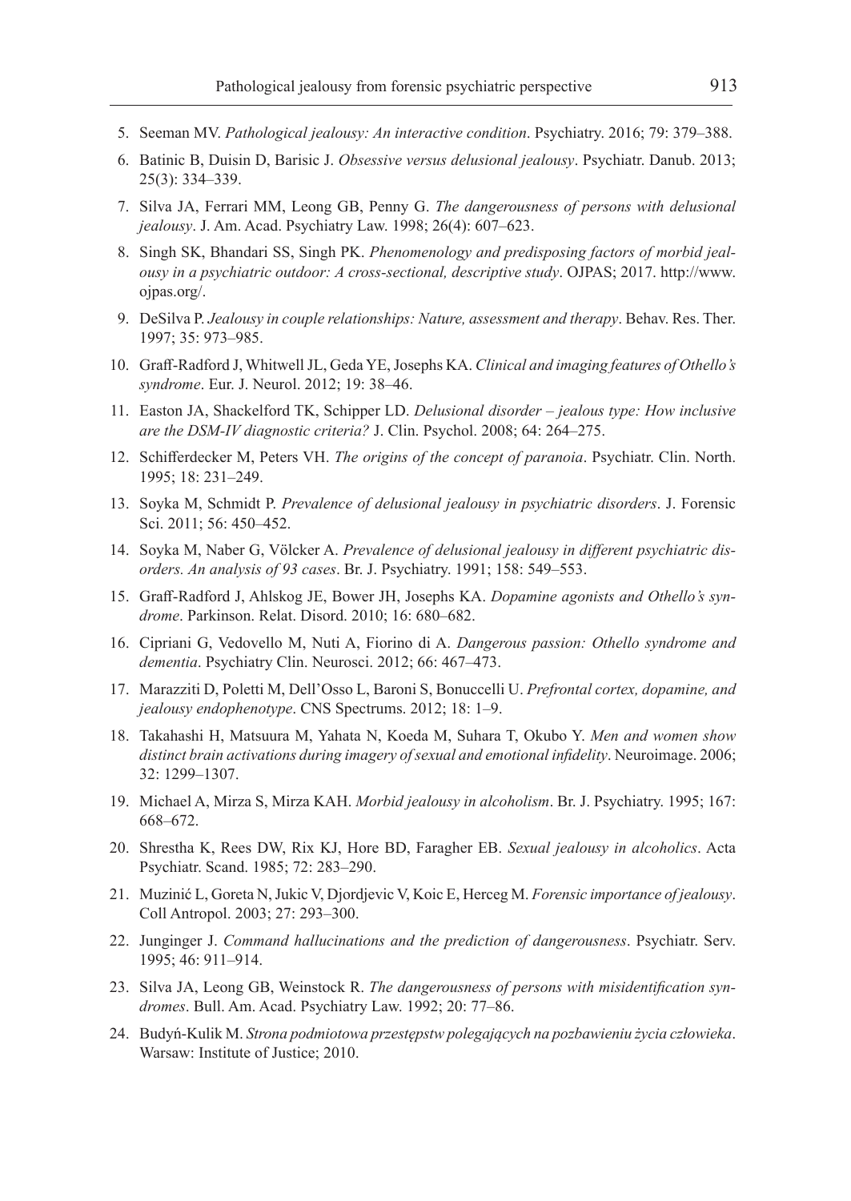5. Seeman MV. *Pathological jealousy: An interactive condition*. Psychiatry. 2016; 79: 379–388.
6. Batinic B, Duisin D, Barisic J. *Obsessive versus delusional jealousy*. Psychiatr. Danub. 2013; 25(3): 334–339.
7. Silva JA, Ferrari MM, Leong GB, Penny G. *The dangerousness of persons with delusional jealousy*. J. Am. Acad. Psychiatry Law. 1998; 26(4): 607–623.
8. Singh SK, Bhandari SS, Singh PK. *Phenomenology and predisposing factors of morbid jealousy in a psychiatric outdoor: A cross-sectional, descriptive study*. OJPAS; 2017. http://www.ojpas.org/.
9. DeSilva P. *Jealousy in couple relationships: Nature, assessment and therapy*. Behav. Res. Ther. 1997; 35: 973–985.
10. Graff-Radford J, Whitwell JL, Geda YE, Josephs KA. *Clinical and imaging features of Othello's syndrome*. Eur. J. Neurol. 2012; 19: 38–46.
11. Easton JA, Shackelford TK, Schipper LD. *Delusional disorder – jealous type: How inclusive are the DSM-IV diagnostic criteria?* J. Clin. Psychol. 2008; 64: 264–275.
12. Schifferdecker M, Peters VH. *The origins of the concept of paranoia*. Psychiatr. Clin. North. 1995; 18: 231–249.
13. Soyka M, Schmidt P. *Prevalence of delusional jealousy in psychiatric disorders*. J. Forensic Sci. 2011; 56: 450–452.
14. Soyka M, Naber G, Völcker A. *Prevalence of delusional jealousy in different psychiatric disorders. An analysis of 93 cases*. Br. J. Psychiatry. 1991; 158: 549–553.
15. Graff-Radford J, Ahlskog JE, Bower JH, Josephs KA. *Dopamine agonists and Othello's syndrome*. Parkinson. Relat. Disord. 2010; 16: 680–682.
16. Cipriani G, Vedovello M, Nuti A, Fiorino di A. *Dangerous passion: Othello syndrome and dementia*. Psychiatry Clin. Neurosci. 2012; 66: 467–473.
17. Marazziti D, Poletti M, Dell'Osso L, Baroni S, Bonuccelli U. *Prefrontal cortex, dopamine, and jealousy endophenotype*. CNS Spectrums. 2012; 18: 1–9.
18. Takahashi H, Matsuura M, Yahata N, Koeda M, Suhara T, Okubo Y. *Men and women show distinct brain activations during imagery of sexual and emotional infidelity*. Neuroimage. 2006; 32: 1299–1307.
19. Michael A, Mirza S, Mirza KAH. *Morbid jealousy in alcoholism*. Br. J. Psychiatry. 1995; 167: 668–672.
20. Shrestha K, Rees DW, Rix KJ, Hore BD, Faragher EB. *Sexual jealousy in alcoholics*. Acta Psychiatr. Scand. 1985; 72: 283–290.
21. Muzinić L, Goreta N, Jukic V, Djordjevic V, Koic E, Herceg M. *Forensic importance of jealousy*. Coll Antropol. 2003; 27: 293–300.
22. Junginger J. *Command hallucinations and the prediction of dangerousness*. Psychiatr. Serv. 1995; 46: 911–914.
23. Silva JA, Leong GB, Weinstock R. *The dangerousness of persons with misidentification syndromes*. Bull. Am. Acad. Psychiatry Law. 1992; 20: 77–86.
24. Budyń-Kulik M. *Strona podmiotowa przestępstw polegających na pozbawieniu życia człowieka*. Warsaw: Institute of Justice; 2010.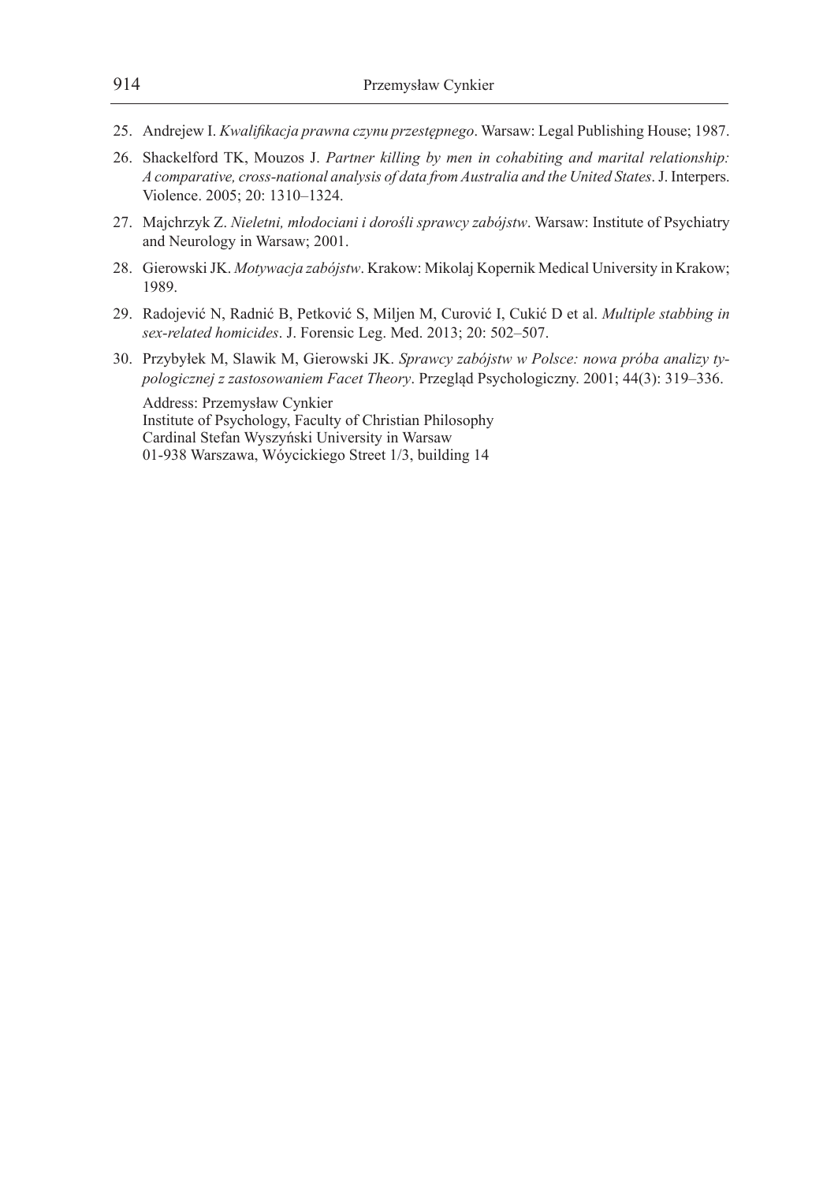25. Andrejew I. *Kwalifikacja prawna czynu przestępnego*. Warsaw: Legal Publishing House; 1987.
26. Shackelford TK, Mouzos J. *Partner killing by men in cohabiting and marital relationship: A comparative, cross-national analysis of data from Australia and the United States*. J. Interpers. Violence. 2005; 20: 1310–1324.
27. Majchrzyk Z. *Nieletni, młodociani i dorośli sprawcy zabójstw*. Warsaw: Institute of Psychiatry and Neurology in Warsaw; 2001.
28. Gierowski JK. *Motywacja zabójstw*. Krakow: Mikolaj Kopernik Medical University in Krakow; 1989.
29. Radojević N, Radnić B, Petković S, Miljen M, Curović I, Cukić D et al. *Multiple stabbing in sex-related homicides*. J. Forensic Leg. Med. 2013; 20: 502–507.
30. Przybyłek M, Slawik M, Gierowski JK. *Sprawcy zabójstw w Polsce: nowa próba analizy typologicznej z zastosowaniem Facet Theory*. Przegląd Psychologiczny. 2001; 44(3): 319–336.

Address: Przemysław Cynkier
Institute of Psychology, Faculty of Christian Philosophy
Cardinal Stefan Wyszyński University in Warsaw
01-938 Warszawa, Wóycickiego Street 1/3, building 14